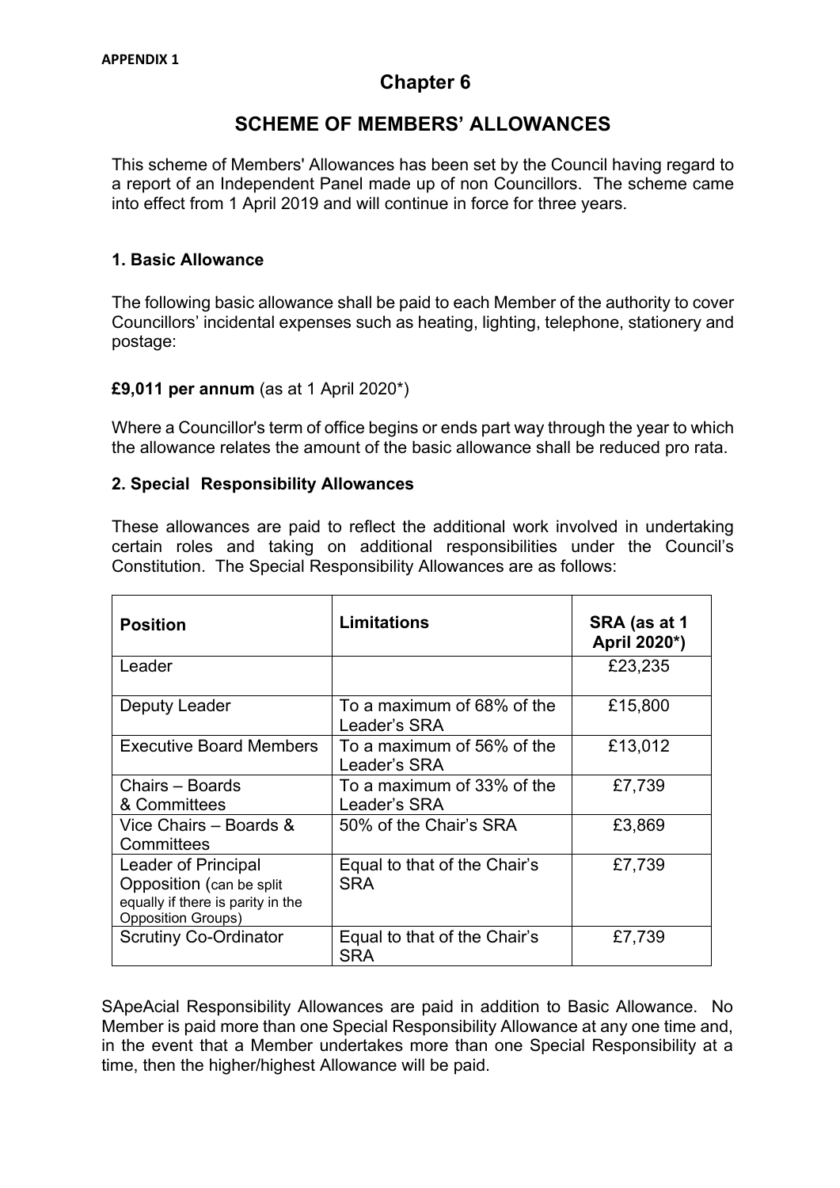**APPENDIX 1**

# Chapter 6

## SCHEME OF MEMBERS' ALLOWANCES

This scheme of Members' Allowances has been set by the Council having regard to a report of an Independent Panel made up of non Councillors. The scheme came into effect from 1 April 2019 and will continue in force for three years.

### 1. Basic Allowance

The following basic allowance shall be paid to each Member of the authority to cover Councillors' incidental expenses such as heating, lighting, telephone, stationery and postage:

**£9,011 per annum** (as at 1 April 2020*)

Where a Councillor's term of office begins or ends part way through the year to which the allowance relates the amount of the basic allowance shall be reduced pro rata.

### 2. Special Responsibility Allowances

These allowances are paid to reflect the additional work involved in undertaking certain roles and taking on additional responsibilities under the Council's Constitution. The Special Responsibility Allowances are as follows:

| Position | Limitations | SRA (as at 1 April 2020*) |
|---|---|---|
| Leader | | £23,235 |
| Deputy Leader | To a maximum of 68% of the Leader's SRA | £15,800 |
| Executive Board Members | To a maximum of 56% of the Leader's SRA | £13,012 |
| Chairs – Boards & Committees | To a maximum of 33% of the Leader's SRA | £7,739 |
| Vice Chairs – Boards & Committees | 50% of the Chair's SRA | £3,869 |
| Leader of Principal Opposition (can be split equally if there is parity in the Opposition Groups) | Equal to that of the Chair's SRA | £7,739 |
| Scrutiny Co-Ordinator | Equal to that of the Chair's SRA | £7,739 |

SApeAcial Responsibility Allowances are paid in addition to Basic Allowance. No Member is paid more than one Special Responsibility Allowance at any one time and, in the event that a Member undertakes more than one Special Responsibility at a time, then the higher/highest Allowance will be paid.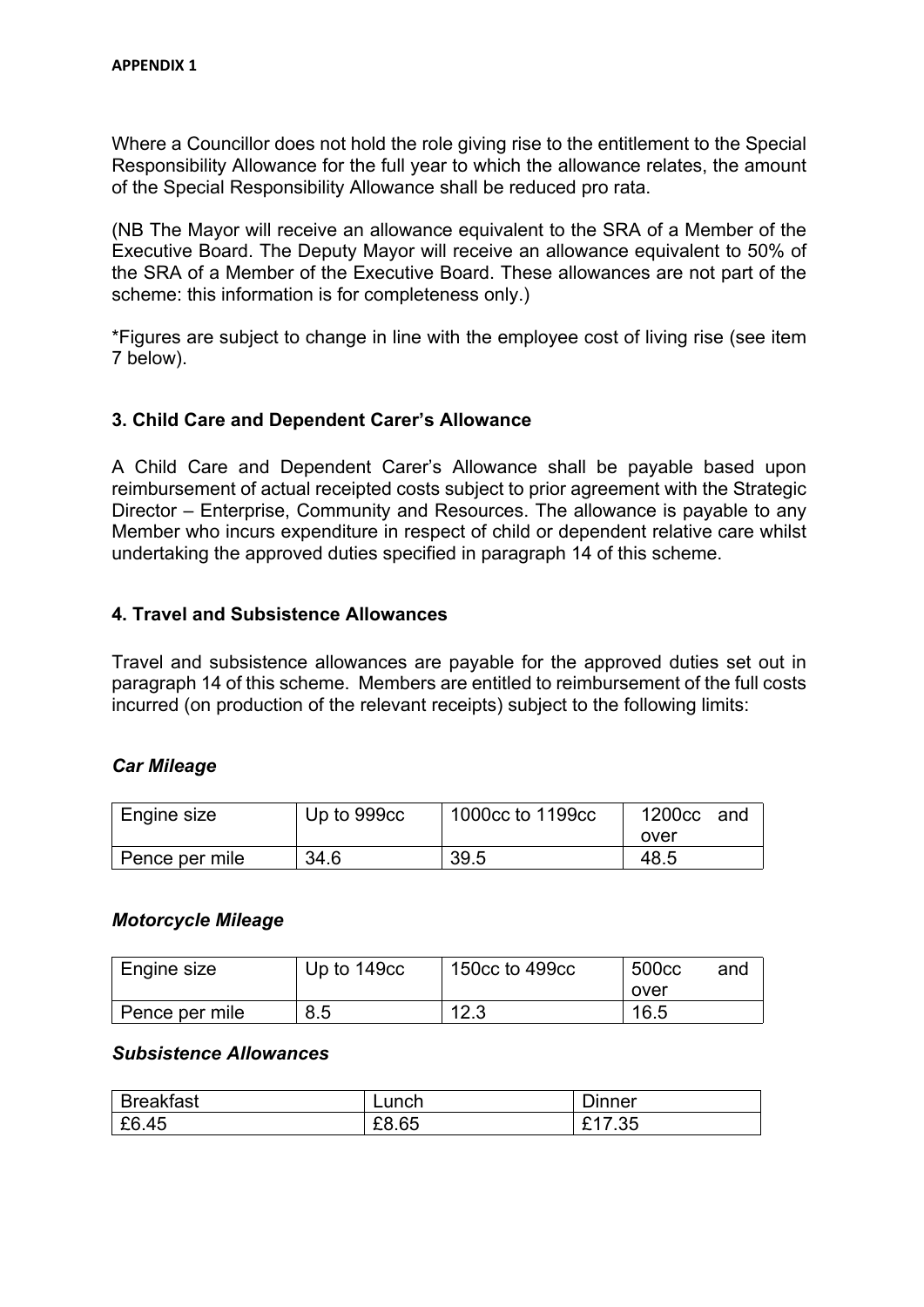**APPENDIX 1**

Where a Councillor does not hold the role giving rise to the entitlement to the Special Responsibility Allowance for the full year to which the allowance relates, the amount of the Special Responsibility Allowance shall be reduced pro rata.

(NB The Mayor will receive an allowance equivalent to the SRA of a Member of the Executive Board. The Deputy Mayor will receive an allowance equivalent to 50% of the SRA of a Member of the Executive Board. These allowances are not part of the scheme: this information is for completeness only.)

*Figures are subject to change in line with the employee cost of living rise (see item 7 below).

### 3. Child Care and Dependent Carer's Allowance

A Child Care and Dependent Carer's Allowance shall be payable based upon reimbursement of actual receipted costs subject to prior agreement with the Strategic Director – Enterprise, Community and Resources. The allowance is payable to any Member who incurs expenditure in respect of child or dependent relative care whilst undertaking the approved duties specified in paragraph 14 of this scheme.

### 4. Travel and Subsistence Allowances

Travel and subsistence allowances are payable for the approved duties set out in paragraph 14 of this scheme. Members are entitled to reimbursement of the full costs incurred (on production of the relevant receipts) subject to the following limits:

***Car Mileage***

| Engine size | Up to 999cc | 1000cc to 1199cc | 1200cc and over |
|---|---|---|---|
| Pence per mile | 34.6 | 39.5 | 48.5 |

***Motorcycle Mileage***

| Engine size | Up to 149cc | 150cc to 499cc | 500cc and over |
|---|---|---|---|
| Pence per mile | 8.5 | 12.3 | 16.5 |

***Subsistence Allowances***

| Breakfast | Lunch | Dinner |
|---|---|---|
| £6.45 | £8.65 | £17.35 |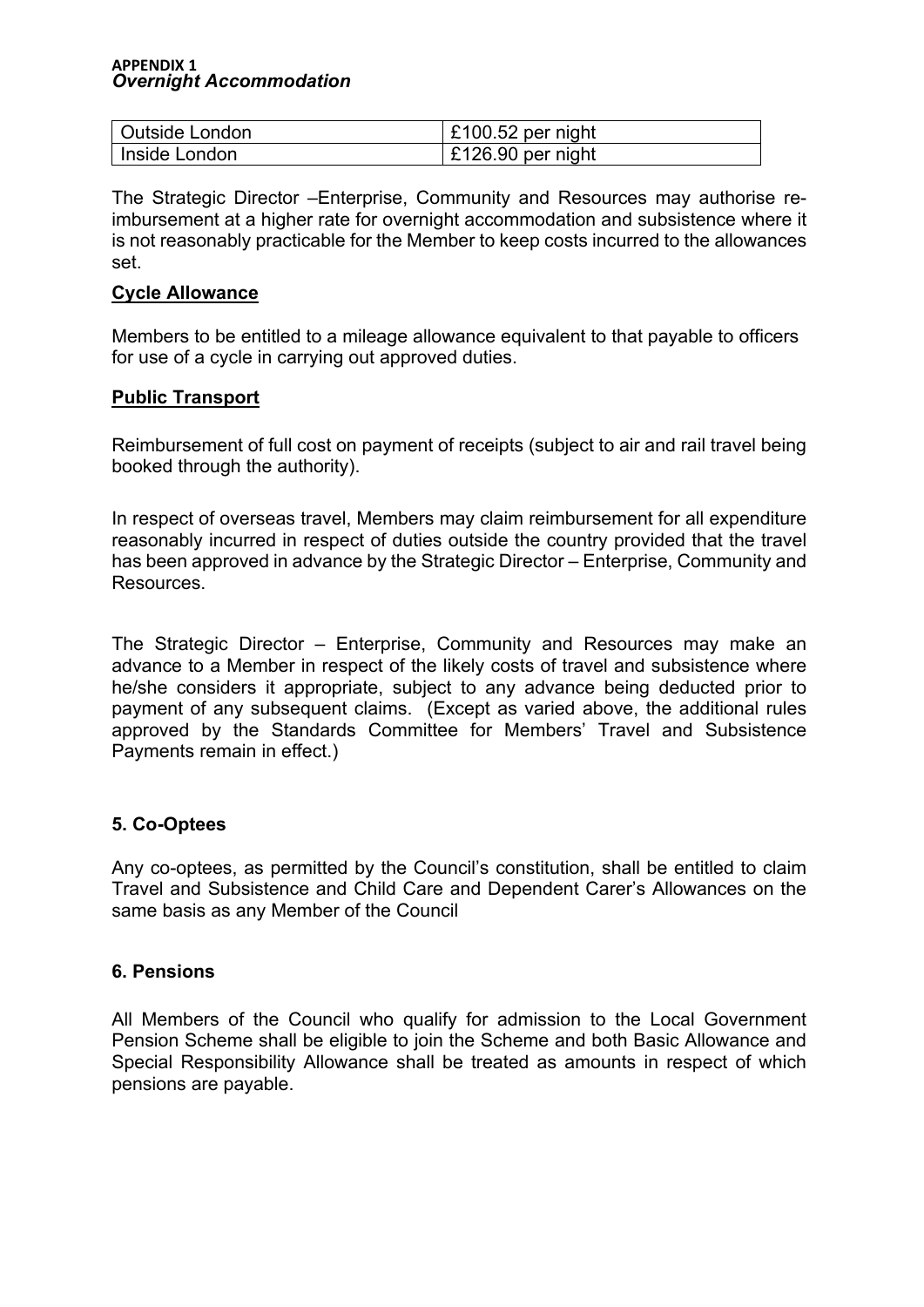**APPENDIX 1**
***Overnight Accommodation***

| Outside London | £100.52 per night |
|---|---|
| Inside London | £126.90 per night |

The Strategic Director –Enterprise, Community and Resources may authorise re-imbursement at a higher rate for overnight accommodation and subsistence where it is not reasonably practicable for the Member to keep costs incurred to the allowances set.

**Cycle Allowance**

Members to be entitled to a mileage allowance equivalent to that payable to officers for use of a cycle in carrying out approved duties.

**Public Transport**

Reimbursement of full cost on payment of receipts (subject to air and rail travel being booked through the authority).

In respect of overseas travel, Members may claim reimbursement for all expenditure reasonably incurred in respect of duties outside the country provided that the travel has been approved in advance by the Strategic Director – Enterprise, Community and Resources.

The Strategic Director – Enterprise, Community and Resources may make an advance to a Member in respect of the likely costs of travel and subsistence where he/she considers it appropriate, subject to any advance being deducted prior to payment of any subsequent claims. (Except as varied above, the additional rules approved by the Standards Committee for Members' Travel and Subsistence Payments remain in effect.)

**5. Co-Optees**

Any co-optees, as permitted by the Council's constitution, shall be entitled to claim Travel and Subsistence and Child Care and Dependent Carer's Allowances on the same basis as any Member of the Council

**6. Pensions**

All Members of the Council who qualify for admission to the Local Government Pension Scheme shall be eligible to join the Scheme and both Basic Allowance and Special Responsibility Allowance shall be treated as amounts in respect of which pensions are payable.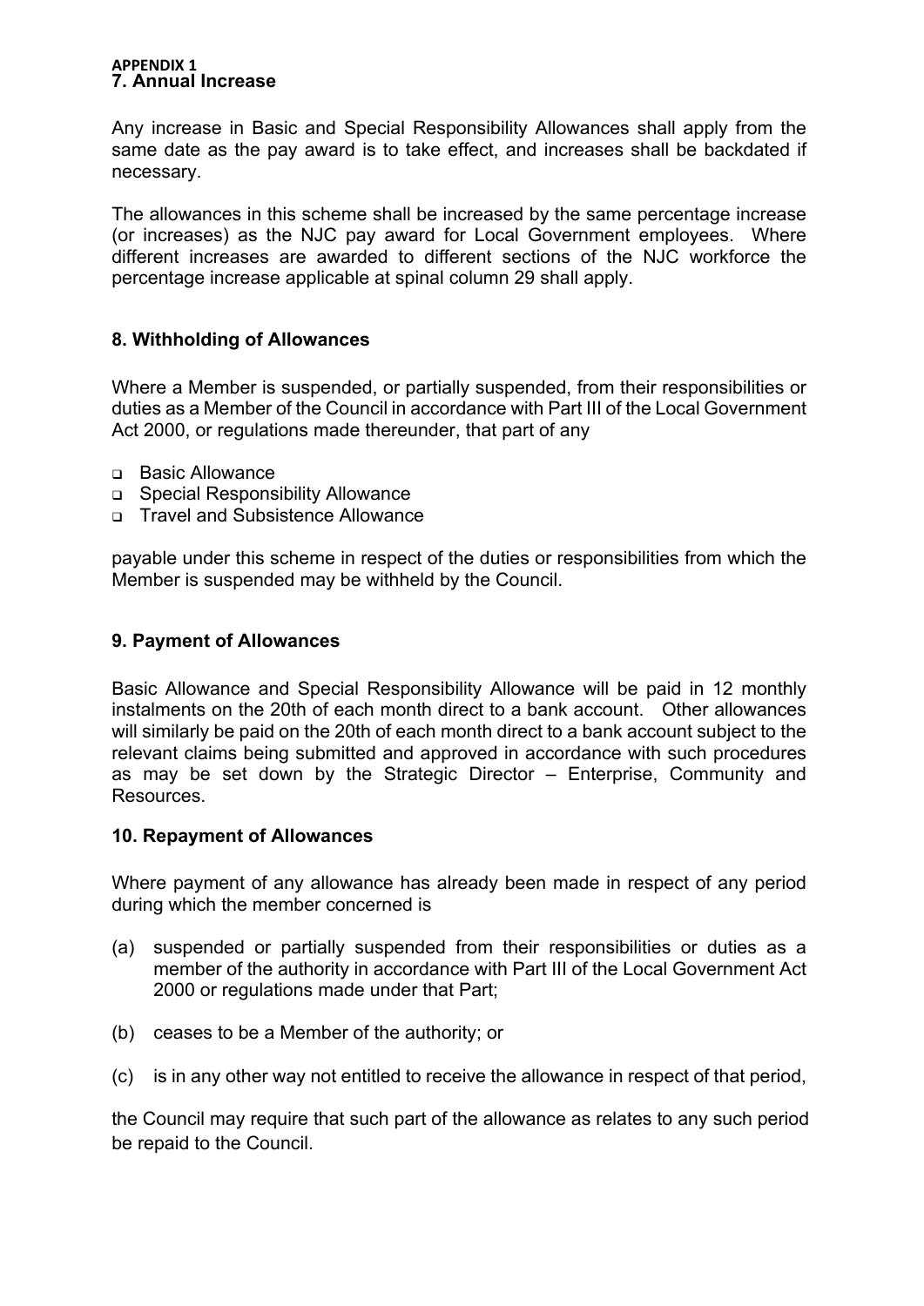**APPENDIX 1**

## 7. Annual Increase

Any increase in Basic and Special Responsibility Allowances shall apply from the same date as the pay award is to take effect, and increases shall be backdated if necessary.

The allowances in this scheme shall be increased by the same percentage increase (or increases) as the NJC pay award for Local Government employees. Where different increases are awarded to different sections of the NJC workforce the percentage increase applicable at spinal column 29 shall apply.

## 8. Withholding of Allowances

Where a Member is suspended, or partially suspended, from their responsibilities or duties as a Member of the Council in accordance with Part III of the Local Government Act 2000, or regulations made thereunder, that part of any

- Basic Allowance
- Special Responsibility Allowance
- Travel and Subsistence Allowance

payable under this scheme in respect of the duties or responsibilities from which the Member is suspended may be withheld by the Council.

## 9. Payment of Allowances

Basic Allowance and Special Responsibility Allowance will be paid in 12 monthly instalments on the 20th of each month direct to a bank account. Other allowances will similarly be paid on the 20th of each month direct to a bank account subject to the relevant claims being submitted and approved in accordance with such procedures as may be set down by the Strategic Director – Enterprise, Community and Resources.

## 10. Repayment of Allowances

Where payment of any allowance has already been made in respect of any period during which the member concerned is

(a) suspended or partially suspended from their responsibilities or duties as a member of the authority in accordance with Part III of the Local Government Act 2000 or regulations made under that Part;

(b) ceases to be a Member of the authority; or

(c) is in any other way not entitled to receive the allowance in respect of that period,

the Council may require that such part of the allowance as relates to any such period be repaid to the Council.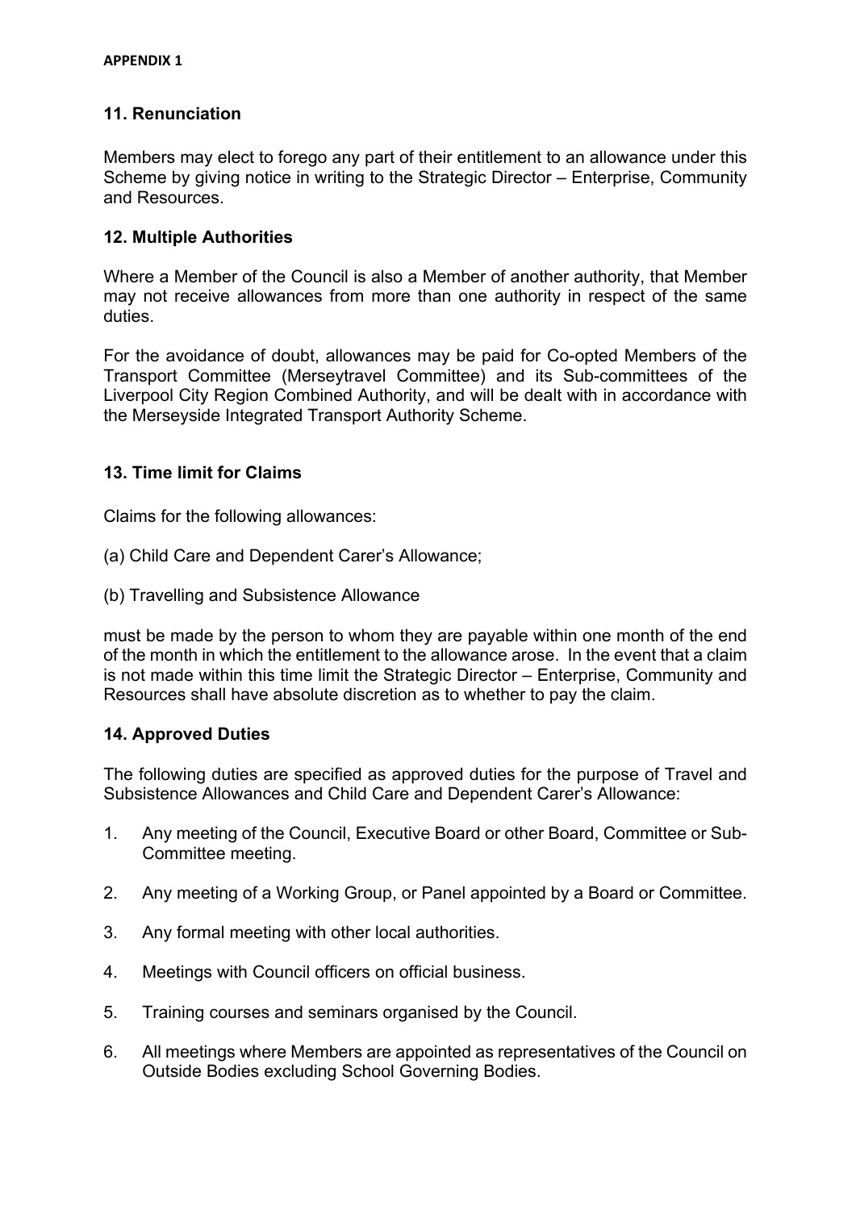APPENDIX 1

## 11. Renunciation

Members may elect to forego any part of their entitlement to an allowance under this Scheme by giving notice in writing to the Strategic Director – Enterprise, Community and Resources.

## 12. Multiple Authorities

Where a Member of the Council is also a Member of another authority, that Member may not receive allowances from more than one authority in respect of the same duties.

For the avoidance of doubt, allowances may be paid for Co-opted Members of the Transport Committee (Merseytravel Committee) and its Sub-committees of the Liverpool City Region Combined Authority, and will be dealt with in accordance with the Merseyside Integrated Transport Authority Scheme.

## 13. Time limit for Claims

Claims for the following allowances:

(a) Child Care and Dependent Carer's Allowance;

(b) Travelling and Subsistence Allowance

must be made by the person to whom they are payable within one month of the end of the month in which the entitlement to the allowance arose. In the event that a claim is not made within this time limit the Strategic Director – Enterprise, Community and Resources shall have absolute discretion as to whether to pay the claim.

## 14. Approved Duties

The following duties are specified as approved duties for the purpose of Travel and Subsistence Allowances and Child Care and Dependent Carer's Allowance:

1. Any meeting of the Council, Executive Board or other Board, Committee or Sub-Committee meeting.
2. Any meeting of a Working Group, or Panel appointed by a Board or Committee.
3. Any formal meeting with other local authorities.
4. Meetings with Council officers on official business.
5. Training courses and seminars organised by the Council.
6. All meetings where Members are appointed as representatives of the Council on Outside Bodies excluding School Governing Bodies.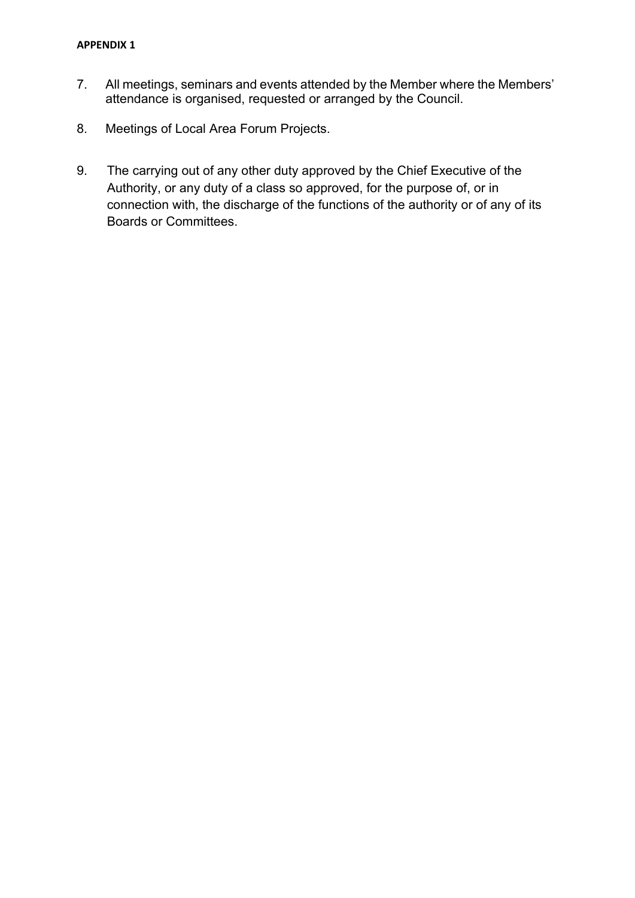**APPENDIX 1**

7. All meetings, seminars and events attended by the Member where the Members' attendance is organised, requested or arranged by the Council.

8. Meetings of Local Area Forum Projects.

9. The carrying out of any other duty approved by the Chief Executive of the Authority, or any duty of a class so approved, for the purpose of, or in connection with, the discharge of the functions of the authority or of any of its Boards or Committees.